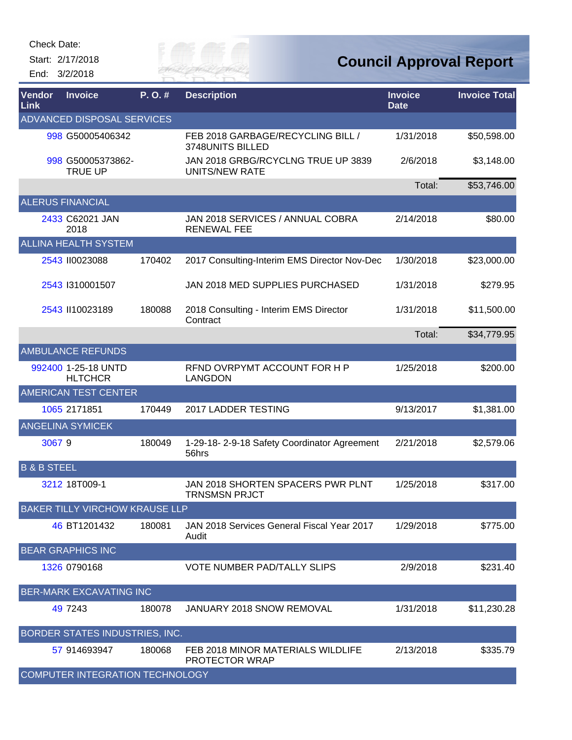Check Date:

Start: 2/17/2018

End: 3/2/2018

# Council Approval Report

| Vendor Link | Invoice | P. O. # | Description | Invoice Date | Invoice Total |
|---|---|---|---|---|---|
| ADVANCED DISPOSAL SERVICES | | | | | |
| 998 | G50005406342 | | FEB 2018 GARBAGE/RECYCLING BILL / 3748UNITS BILLED | 1/31/2018 | $50,598.00 |
| 998 | G50005373862-TRUE UP | | JAN 2018 GRBG/RCYCLNG TRUE UP 3839 UNITS/NEW RATE | 2/6/2018 | $3,148.00 |
| | | | | Total: | $53,746.00 |
| ALERUS FINANCIAL | | | | | |
| 2433 | C62021 JAN 2018 | | JAN 2018 SERVICES / ANNUAL COBRA RENEWAL FEE | 2/14/2018 | $80.00 |
| ALLINA HEALTH SYSTEM | | | | | |
| 2543 | II0023088 | 170402 | 2017 Consulting-Interim EMS Director Nov-Dec | 1/30/2018 | $23,000.00 |
| 2543 | I310001507 | | JAN 2018 MED SUPPLIES PURCHASED | 1/31/2018 | $279.95 |
| 2543 | II10023189 | 180088 | 2018 Consulting - Interim EMS Director Contract | 1/31/2018 | $11,500.00 |
| | | | | Total: | $34,779.95 |
| AMBULANCE REFUNDS | | | | | |
| 992400 | 1-25-18 UNTD HLTCHCR | | RFND OVRPYMT ACCOUNT FOR H P LANGDON | 1/25/2018 | $200.00 |
| AMERICAN TEST CENTER | | | | | |
| 1065 | 2171851 | 170449 | 2017 LADDER TESTING | 9/13/2017 | $1,381.00 |
| ANGELINA SYMICEK | | | | | |
| 3067 | 9 | 180049 | 1-29-18- 2-9-18 Safety Coordinator Agreement 56hrs | 2/21/2018 | $2,579.06 |
| B & B STEEL | | | | | |
| 3212 | 18T009-1 | | JAN 2018 SHORTEN SPACERS PWR PLNT TRNSMSN PRJCT | 1/25/2018 | $317.00 |
| BAKER TILLY VIRCHOW KRAUSE LLP | | | | | |
| 46 | BT1201432 | 180081 | JAN 2018 Services General Fiscal Year 2017 Audit | 1/29/2018 | $775.00 |
| BEAR GRAPHICS INC | | | | | |
| 1326 | 0790168 | | VOTE NUMBER PAD/TALLY SLIPS | 2/9/2018 | $231.40 |
| BER-MARK EXCAVATING INC | | | | | |
| 49 | 7243 | 180078 | JANUARY 2018 SNOW REMOVAL | 1/31/2018 | $11,230.28 |
| BORDER STATES INDUSTRIES, INC. | | | | | |
| 57 | 914693947 | 180068 | FEB 2018 MINOR MATERIALS WILDLIFE PROTECTOR WRAP | 2/13/2018 | $335.79 |
| COMPUTER INTEGRATION TECHNOLOGY | | | | | |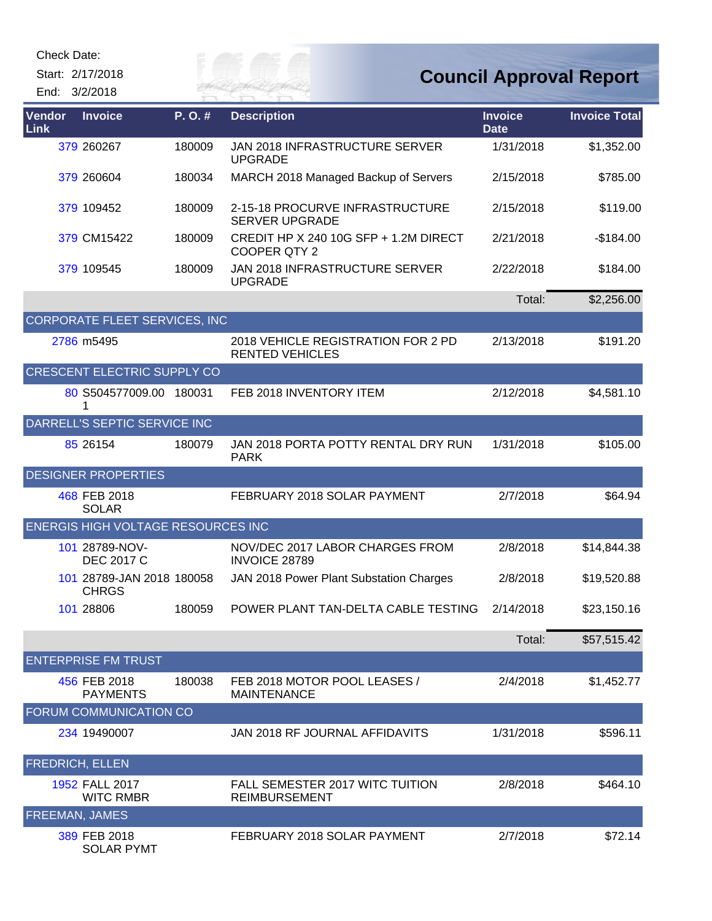Check Date:

Start: 2/17/2018

End: 3/2/2018

# Council Approval Report

| Vendor Link | Invoice | P. O. # | Description | Invoice Date | Invoice Total |
|---|---|---|---|---|---|
| 379 | 260267 | 180009 | JAN 2018 INFRASTRUCTURE SERVER UPGRADE | 1/31/2018 | $1,352.00 |
| 379 | 260604 | 180034 | MARCH 2018 Managed Backup of Servers | 2/15/2018 | $785.00 |
| 379 | 109452 | 180009 | 2-15-18 PROCURVE INFRASTRUCTURE SERVER UPGRADE | 2/15/2018 | $119.00 |
| 379 | CM15422 | 180009 | CREDIT HP X 240 10G SFP + 1.2M DIRECT COOPER QTY 2 | 2/21/2018 | -$184.00 |
| 379 | 109545 | 180009 | JAN 2018 INFRASTRUCTURE SERVER UPGRADE | 2/22/2018 | $184.00 |
| | | | | Total: | $2,256.00 |
| CORPORATE FLEET SERVICES, INC | | | | | |
| 2786 | m5495 | | 2018 VEHICLE REGISTRATION FOR 2 PD RENTED VEHICLES | 2/13/2018 | $191.20 |
| CRESCENT ELECTRIC SUPPLY CO | | | | | |
| 80 | S504577009.00 1 | 180031 | FEB 2018 INVENTORY ITEM | 2/12/2018 | $4,581.10 |
| DARRELL'S SEPTIC SERVICE INC | | | | | |
| 85 | 26154 | 180079 | JAN 2018 PORTA POTTY RENTAL DRY RUN PARK | 1/31/2018 | $105.00 |
| DESIGNER PROPERTIES | | | | | |
| 468 | FEB 2018 SOLAR | | FEBRUARY 2018 SOLAR PAYMENT | 2/7/2018 | $64.94 |
| ENERGIS HIGH VOLTAGE RESOURCES INC | | | | | |
| 101 | 28789-NOV-DEC 2017 C | | NOV/DEC 2017 LABOR CHARGES FROM INVOICE 28789 | 2/8/2018 | $14,844.38 |
| 101 | 28789-JAN 2018 CHRGS | 180058 | JAN 2018 Power Plant Substation Charges | 2/8/2018 | $19,520.88 |
| 101 | 28806 | 180059 | POWER PLANT TAN-DELTA CABLE TESTING | 2/14/2018 | $23,150.16 |
| | | | | Total: | $57,515.42 |
| ENTERPRISE FM TRUST | | | | | |
| 456 | FEB 2018 PAYMENTS | 180038 | FEB 2018 MOTOR POOL LEASES / MAINTENANCE | 2/4/2018 | $1,452.77 |
| FORUM COMMUNICATION CO | | | | | |
| 234 | 19490007 | | JAN 2018 RF JOURNAL AFFIDAVITS | 1/31/2018 | $596.11 |
| FREDRICH, ELLEN | | | | | |
| 1952 | FALL 2017 WITC RMBR | | FALL SEMESTER 2017 WITC TUITION REIMBURSEMENT | 2/8/2018 | $464.10 |
| FREEMAN, JAMES | | | | | |
| 389 | FEB 2018 SOLAR PYMT | | FEBRUARY 2018 SOLAR PAYMENT | 2/7/2018 | $72.14 |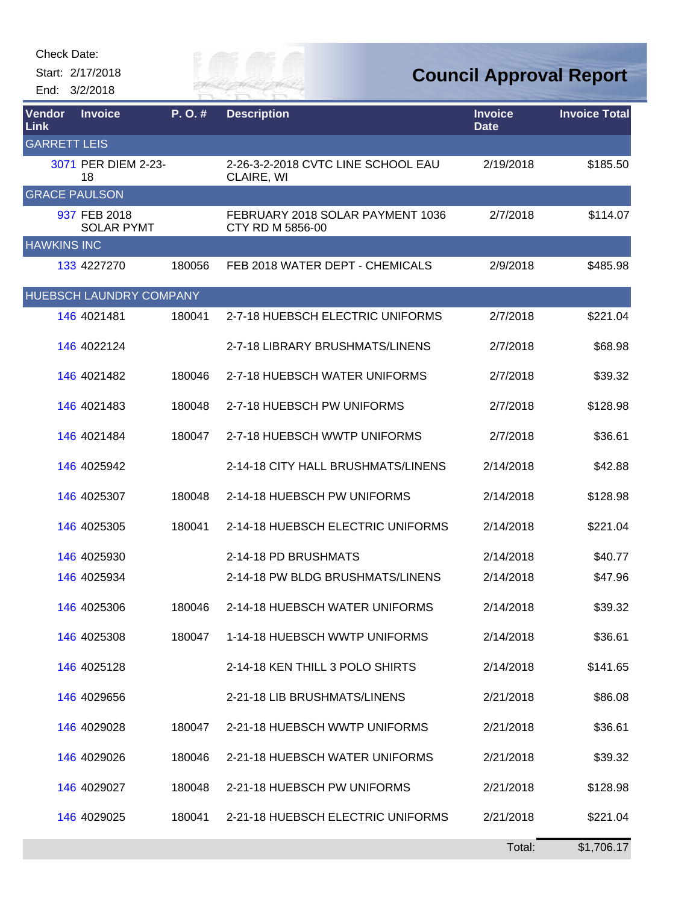Check Date:

Start: 2/17/2018

End: 3/2/2018

# Council Approval Report

| Vendor Link | Invoice | P. O. # | Description | Invoice Date | Invoice Total |
|---|---|---|---|---|---|
| **GARRETT LEIS** | | | | | |
| 3071 | PER DIEM 2-23-18 | | 2-26-3-2-2018 CVTC LINE SCHOOL EAU CLAIRE, WI | 2/19/2018 | $185.50 |
| **GRACE PAULSON** | | | | | |
| 937 | FEB 2018 SOLAR PYMT | | FEBRUARY 2018 SOLAR PAYMENT 1036 CTY RD M 5856-00 | 2/7/2018 | $114.07 |
| **HAWKINS INC** | | | | | |
| 133 | 4227270 | 180056 | FEB 2018 WATER DEPT - CHEMICALS | 2/9/2018 | $485.98 |
| **HUEBSCH LAUNDRY COMPANY** | | | | | |
| 146 | 4021481 | 180041 | 2-7-18 HUEBSCH ELECTRIC UNIFORMS | 2/7/2018 | $221.04 |
| 146 | 4022124 | | 2-7-18 LIBRARY BRUSHMATS/LINENS | 2/7/2018 | $68.98 |
| 146 | 4021482 | 180046 | 2-7-18 HUEBSCH WATER UNIFORMS | 2/7/2018 | $39.32 |
| 146 | 4021483 | 180048 | 2-7-18 HUEBSCH PW UNIFORMS | 2/7/2018 | $128.98 |
| 146 | 4021484 | 180047 | 2-7-18 HUEBSCH WWTP UNIFORMS | 2/7/2018 | $36.61 |
| 146 | 4025942 | | 2-14-18 CITY HALL BRUSHMATS/LINENS | 2/14/2018 | $42.88 |
| 146 | 4025307 | 180048 | 2-14-18 HUEBSCH PW UNIFORMS | 2/14/2018 | $128.98 |
| 146 | 4025305 | 180041 | 2-14-18 HUEBSCH ELECTRIC UNIFORMS | 2/14/2018 | $221.04 |
| 146 | 4025930 | | 2-14-18 PD BRUSHMATS | 2/14/2018 | $40.77 |
| 146 | 4025934 | | 2-14-18 PW BLDG BRUSHMATS/LINENS | 2/14/2018 | $47.96 |
| 146 | 4025306 | 180046 | 2-14-18 HUEBSCH WATER UNIFORMS | 2/14/2018 | $39.32 |
| 146 | 4025308 | 180047 | 1-14-18 HUEBSCH WWTP UNIFORMS | 2/14/2018 | $36.61 |
| 146 | 4025128 | | 2-14-18 KEN THILL 3 POLO SHIRTS | 2/14/2018 | $141.65 |
| 146 | 4029656 | | 2-21-18 LIB BRUSHMATS/LINENS | 2/21/2018 | $86.08 |
| 146 | 4029028 | 180047 | 2-21-18 HUEBSCH WWTP UNIFORMS | 2/21/2018 | $36.61 |
| 146 | 4029026 | 180046 | 2-21-18 HUEBSCH WATER UNIFORMS | 2/21/2018 | $39.32 |
| 146 | 4029027 | 180048 | 2-21-18 HUEBSCH PW UNIFORMS | 2/21/2018 | $128.98 |
| 146 | 4029025 | 180041 | 2-21-18 HUEBSCH ELECTRIC UNIFORMS | 2/21/2018 | $221.04 |
| | | | | Total: | $1,706.17 |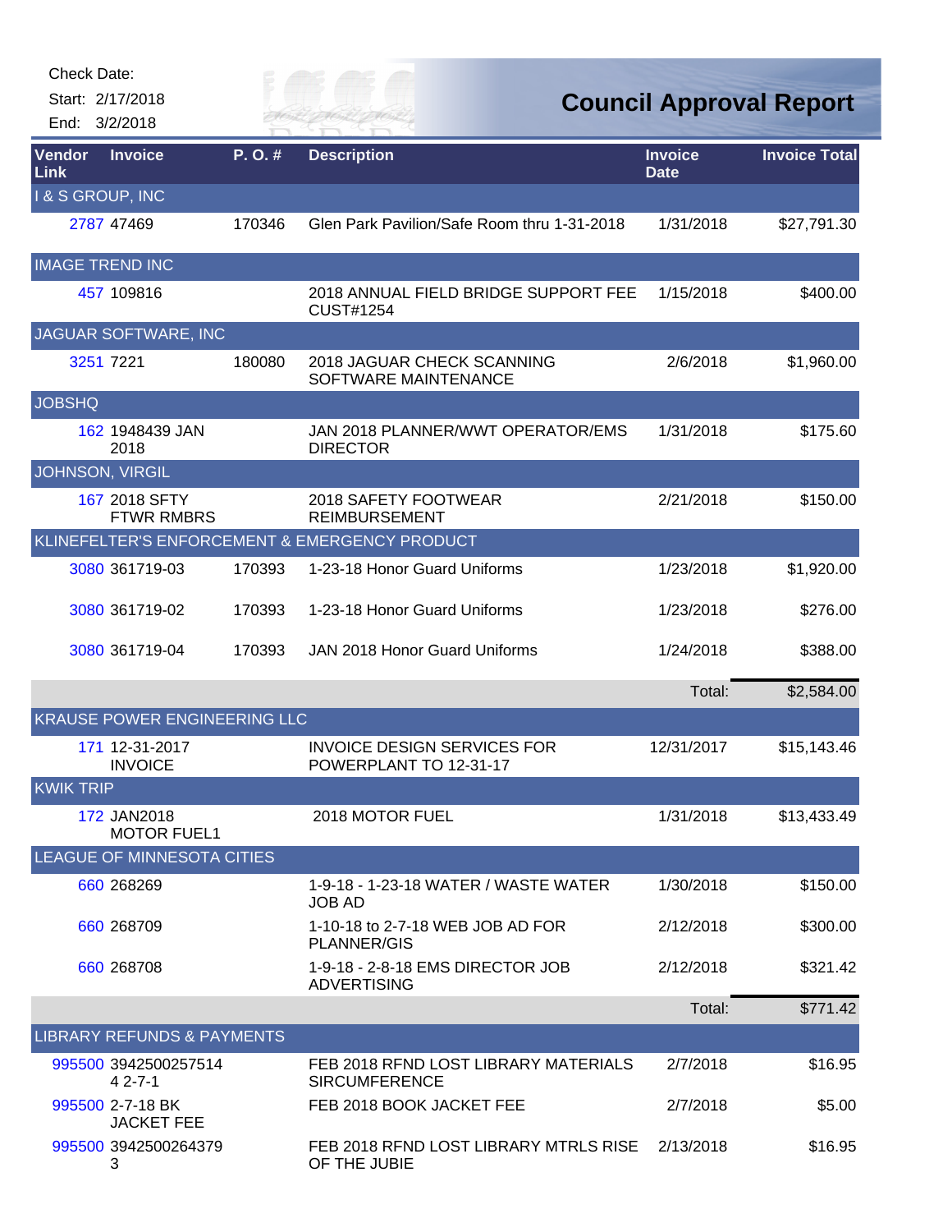Check Date:

Start: 2/17/2018

End: 3/2/2018

# Council Approval Report

| Vendor Link | Invoice | P. O. # | Description | Invoice Date | Invoice Total |
|---|---|---|---|---|---|
| I & S GROUP, INC | | | | | |
| 2787 | 47469 | 170346 | Glen Park Pavilion/Safe Room thru 1-31-2018 | 1/31/2018 | $27,791.30 |
| IMAGE TREND INC | | | | | |
| 457 | 109816 | | 2018 ANNUAL FIELD BRIDGE SUPPORT FEE CUST#1254 | 1/15/2018 | $400.00 |
| JAGUAR SOFTWARE, INC | | | | | |
| 3251 | 7221 | 180080 | 2018 JAGUAR CHECK SCANNING SOFTWARE MAINTENANCE | 2/6/2018 | $1,960.00 |
| JOBSHQ | | | | | |
| 162 | 1948439 JAN 2018 | | JAN 2018 PLANNER/WWT OPERATOR/EMS DIRECTOR | 1/31/2018 | $175.60 |
| JOHNSON, VIRGIL | | | | | |
| 167 | 2018 SFTY FTWR RMBRS | | 2018 SAFETY FOOTWEAR REIMBURSEMENT | 2/21/2018 | $150.00 |
| KLINEFELTER'S ENFORCEMENT & EMERGENCY PRODUCT | | | | | |
| 3080 | 361719-03 | 170393 | 1-23-18 Honor Guard Uniforms | 1/23/2018 | $1,920.00 |
| 3080 | 361719-02 | 170393 | 1-23-18 Honor Guard Uniforms | 1/23/2018 | $276.00 |
| 3080 | 361719-04 | 170393 | JAN 2018 Honor Guard Uniforms | 1/24/2018 | $388.00 |
| | | | | Total: | $2,584.00 |
| KRAUSE POWER ENGINEERING LLC | | | | | |
| 171 | 12-31-2017 INVOICE | | INVOICE DESIGN SERVICES FOR POWERPLANT TO 12-31-17 | 12/31/2017 | $15,143.46 |
| KWIK TRIP | | | | | |
| 172 | JAN2018 MOTOR FUEL1 | | 2018 MOTOR FUEL | 1/31/2018 | $13,433.49 |
| LEAGUE OF MINNESOTA CITIES | | | | | |
| 660 | 268269 | | 1-9-18 - 1-23-18 WATER / WASTE WATER JOB AD | 1/30/2018 | $150.00 |
| 660 | 268709 | | 1-10-18 to 2-7-18 WEB JOB AD FOR PLANNER/GIS | 2/12/2018 | $300.00 |
| 660 | 268708 | | 1-9-18 - 2-8-18 EMS DIRECTOR JOB ADVERTISING | 2/12/2018 | $321.42 |
| | | | | Total: | $771.42 |
| LIBRARY REFUNDS & PAYMENTS | | | | | |
| 995500 | 39425002575144 2-7-1 | | FEB 2018 RFND LOST LIBRARY MATERIALS SIRCUMFERENCE | 2/7/2018 | $16.95 |
| 995500 | 2-7-18 BK JACKET FEE | | FEB 2018 BOOK JACKET FEE | 2/7/2018 | $5.00 |
| 995500 | 39425002643793 | | FEB 2018 RFND LOST LIBRARY MTRLS RISE OF THE JUBIE | 2/13/2018 | $16.95 |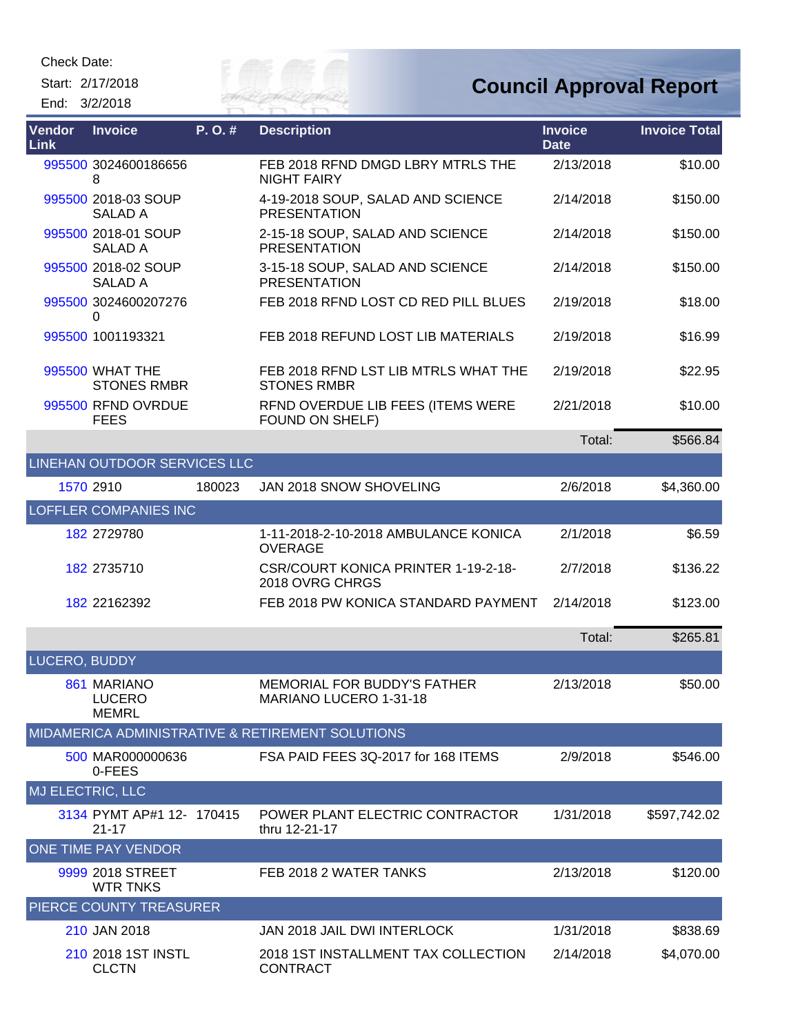Check Date:

Start: 2/17/2018

End: 3/2/2018

# Council Approval Report

| Vendor Link | Invoice | P. O. # | Description | Invoice Date | Invoice Total |
|---|---|---|---|---|---|
| 995500 | 30246001866568 | | FEB 2018 RFND DMGD LBRY MTRLS THE NIGHT FAIRY | 2/13/2018 | $10.00 |
| 995500 | 2018-03 SOUP SALAD A | | 4-19-2018 SOUP, SALAD AND SCIENCE PRESENTATION | 2/14/2018 | $150.00 |
| 995500 | 2018-01 SOUP SALAD A | | 2-15-18 SOUP, SALAD AND SCIENCE PRESENTATION | 2/14/2018 | $150.00 |
| 995500 | 2018-02 SOUP SALAD A | | 3-15-18 SOUP, SALAD AND SCIENCE PRESENTATION | 2/14/2018 | $150.00 |
| 995500 | 30246002072760 | | FEB 2018 RFND LOST CD RED PILL BLUES | 2/19/2018 | $18.00 |
| 995500 | 1001193321 | | FEB 2018 REFUND LOST LIB MATERIALS | 2/19/2018 | $16.99 |
| 995500 | WHAT THE STONES RMBR | | FEB 2018 RFND LST LIB MTRLS WHAT THE STONES RMBR | 2/19/2018 | $22.95 |
| 995500 | RFND OVRDUE FEES | | RFND OVERDUE LIB FEES (ITEMS WERE FOUND ON SHELF) | 2/21/2018 | $10.00 |
| | | | | Total: | $566.84 |
| **LINEHAN OUTDOOR SERVICES LLC** | | | | | |
| 1570 | 2910 | 180023 | JAN 2018 SNOW SHOVELING | 2/6/2018 | $4,360.00 |
| **LOFFLER COMPANIES INC** | | | | | |
| 182 | 2729780 | | 1-11-2018-2-10-2018 AMBULANCE KONICA OVERAGE | 2/1/2018 | $6.59 |
| 182 | 2735710 | | CSR/COURT KONICA PRINTER 1-19-2-18-2018 OVRG CHRGS | 2/7/2018 | $136.22 |
| 182 | 22162392 | | FEB 2018 PW KONICA STANDARD PAYMENT | 2/14/2018 | $123.00 |
| | | | | Total: | $265.81 |
| **LUCERO, BUDDY** | | | | | |
| 861 | MARIANO LUCERO MEMRL | | MEMORIAL FOR BUDDY'S FATHER MARIANO LUCERO 1-31-18 | 2/13/2018 | $50.00 |
| **MIDAMERICA ADMINISTRATIVE & RETIREMENT SOLUTIONS** | | | | | |
| 500 | MAR0000006360-FEES | | FSA PAID FEES 3Q-2017 for 168 ITEMS | 2/9/2018 | $546.00 |
| **MJ ELECTRIC, LLC** | | | | | |
| 3134 | PYMT AP#1 12-21-17 | 170415 | POWER PLANT ELECTRIC CONTRACTOR thru 12-21-17 | 1/31/2018 | $597,742.02 |
| **ONE TIME PAY VENDOR** | | | | | |
| 9999 | 2018 STREET WTR TNKS | | FEB 2018 2 WATER TANKS | 2/13/2018 | $120.00 |
| **PIERCE COUNTY TREASURER** | | | | | |
| 210 | JAN 2018 | | JAN 2018 JAIL DWI INTERLOCK | 1/31/2018 | $838.69 |
| 210 | 2018 1ST INSTL CLCTN | | 2018 1ST INSTALLMENT TAX COLLECTION CONTRACT | 2/14/2018 | $4,070.00 |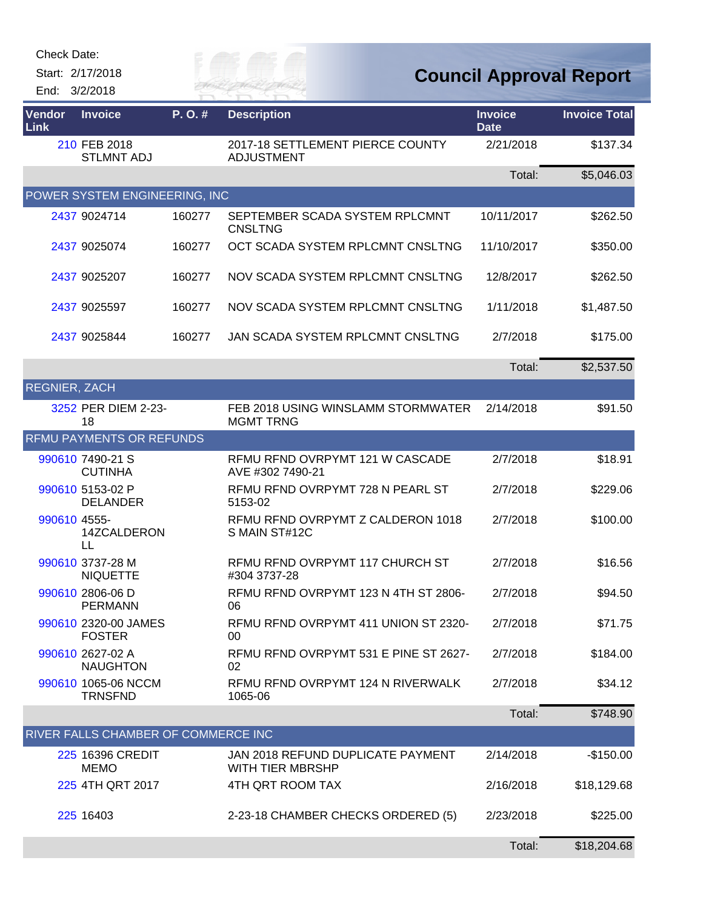Check Date:

Start: 2/17/2018

End: 3/2/2018

# Council Approval Report

| Vendor Link | Invoice | P. O. # | Description | Invoice Date | Invoice Total |
|---|---|---|---|---|---|
| 210 | FEB 2018 STLMNT ADJ | | 2017-18 SETTLEMENT PIERCE COUNTY ADJUSTMENT | 2/21/2018 | $137.34 |
| | | | | Total: | $5,046.03 |
| **POWER SYSTEM ENGINEERING, INC** | | | | | |
| 2437 | 9024714 | 160277 | SEPTEMBER SCADA SYSTEM RPLCMNT CNSLTNG | 10/11/2017 | $262.50 |
| 2437 | 9025074 | 160277 | OCT SCADA SYSTEM RPLCMNT CNSLTNG | 11/10/2017 | $350.00 |
| 2437 | 9025207 | 160277 | NOV SCADA SYSTEM RPLCMNT CNSLTNG | 12/8/2017 | $262.50 |
| 2437 | 9025597 | 160277 | NOV SCADA SYSTEM RPLCMNT CNSLTNG | 1/11/2018 | $1,487.50 |
| 2437 | 9025844 | 160277 | JAN SCADA SYSTEM RPLCMNT CNSLTNG | 2/7/2018 | $175.00 |
| | | | | Total: | $2,537.50 |
| **REGNIER, ZACH** | | | | | |
| 3252 | PER DIEM 2-23-18 | | FEB 2018 USING WINSLAMM STORMWATER MGMT TRNG | 2/14/2018 | $91.50 |
| **RFMU PAYMENTS OR REFUNDS** | | | | | |
| 990610 | 7490-21 S CUTINHA | | RFMU RFND OVRPYMT 121 W CASCADE AVE #302 7490-21 | 2/7/2018 | $18.91 |
| 990610 | 5153-02 P DELANDER | | RFMU RFND OVRPYMT 728 N PEARL ST 5153-02 | 2/7/2018 | $229.06 |
| 990610 | 4555-14ZCALDERON LL | | RFMU RFND OVRPYMT Z CALDERON 1018 S MAIN ST#12C | 2/7/2018 | $100.00 |
| 990610 | 3737-28 M NIQUETTE | | RFMU RFND OVRPYMT 117 CHURCH ST #304 3737-28 | 2/7/2018 | $16.56 |
| 990610 | 2806-06 D PERMANN | | RFMU RFND OVRPYMT 123 N 4TH ST 2806-06 | 2/7/2018 | $94.50 |
| 990610 | 2320-00 JAMES FOSTER | | RFMU RFND OVRPYMT 411 UNION ST 2320-00 | 2/7/2018 | $71.75 |
| 990610 | 2627-02 A NAUGHTON | | RFMU RFND OVRPYMT 531 E PINE ST 2627-02 | 2/7/2018 | $184.00 |
| 990610 | 1065-06 NCCM TRNSFND | | RFMU RFND OVRPYMT 124 N RIVERWALK 1065-06 | 2/7/2018 | $34.12 |
| | | | | Total: | $748.90 |
| **RIVER FALLS CHAMBER OF COMMERCE INC** | | | | | |
| 225 | 16396 CREDIT MEMO | | JAN 2018 REFUND DUPLICATE PAYMENT WITH TIER MBRSHP | 2/14/2018 | -$150.00 |
| 225 | 4TH QRT 2017 | | 4TH QRT ROOM TAX | 2/16/2018 | $18,129.68 |
| 225 | 16403 | | 2-23-18 CHAMBER CHECKS ORDERED (5) | 2/23/2018 | $225.00 |
| | | | | Total: | $18,204.68 |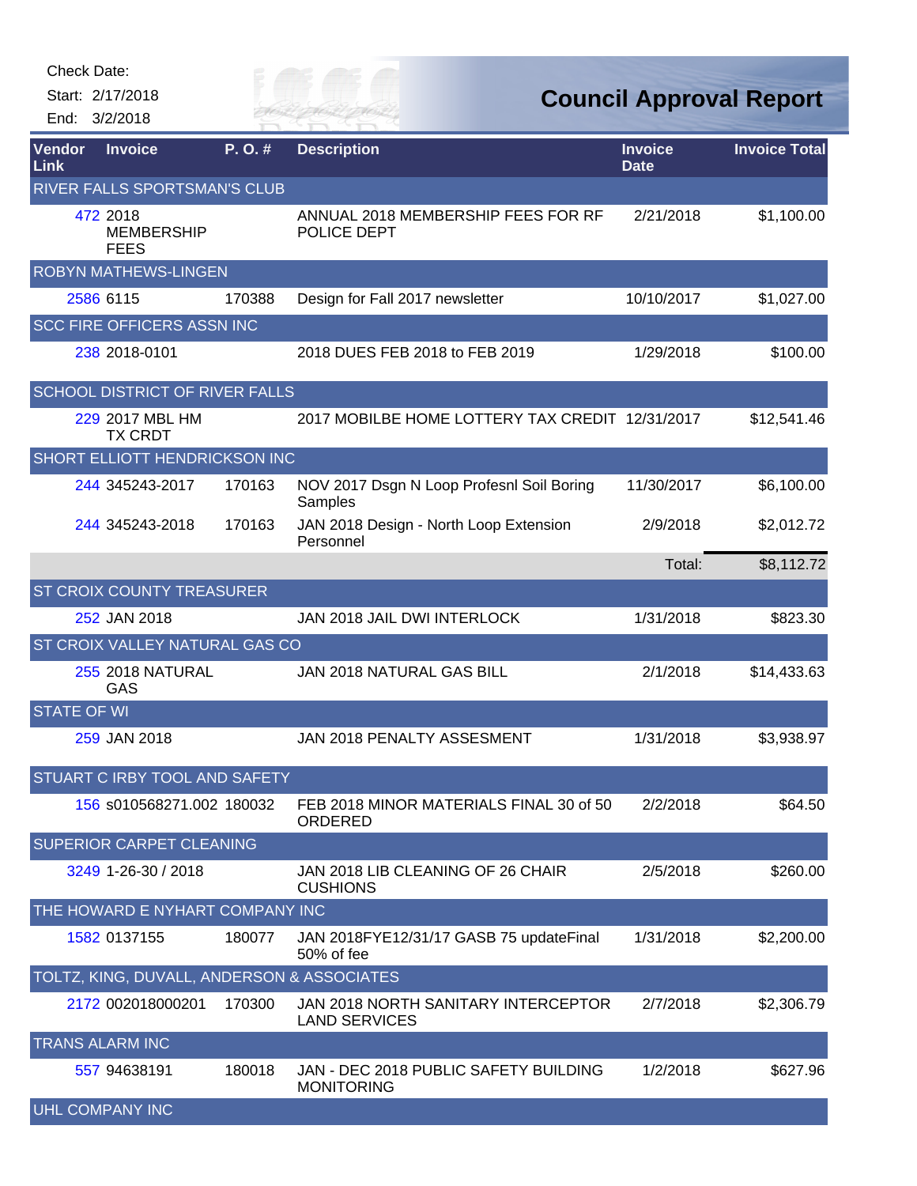Check Date:

Start: 2/17/2018

End: 3/2/2018

# Council Approval Report

| Vendor Link | Invoice | P. O. # | Description | Invoice Date | Invoice Total |
|---|---|---|---|---|---|
| RIVER FALLS SPORTSMAN'S CLUB | | | | | |
| 472 | 2018 MEMBERSHIP FEES | | ANNUAL 2018 MEMBERSHIP FEES FOR RF POLICE DEPT | 2/21/2018 | $1,100.00 |
| ROBYN MATHEWS-LINGEN | | | | | |
| 2586 | 6115 | 170388 | Design for Fall 2017 newsletter | 10/10/2017 | $1,027.00 |
| SCC FIRE OFFICERS ASSN INC | | | | | |
| 238 | 2018-0101 | | 2018 DUES FEB 2018 to FEB 2019 | 1/29/2018 | $100.00 |
| SCHOOL DISTRICT OF RIVER FALLS | | | | | |
| 229 | 2017 MBL HM TX CRDT | | 2017 MOBILBE HOME LOTTERY TAX CREDIT | 12/31/2017 | $12,541.46 |
| SHORT ELLIOTT HENDRICKSON INC | | | | | |
| 244 | 345243-2017 | 170163 | NOV 2017 Dsgn N Loop Profesnl Soil Boring Samples | 11/30/2017 | $6,100.00 |
| 244 | 345243-2018 | 170163 | JAN 2018 Design - North Loop Extension Personnel | 2/9/2018 | $2,012.72 |
| | | | | Total: | $8,112.72 |
| ST CROIX COUNTY TREASURER | | | | | |
| 252 | JAN 2018 | | JAN 2018 JAIL DWI INTERLOCK | 1/31/2018 | $823.30 |
| ST CROIX VALLEY NATURAL GAS CO | | | | | |
| 255 | 2018 NATURAL GAS | | JAN 2018 NATURAL GAS BILL | 2/1/2018 | $14,433.63 |
| STATE OF WI | | | | | |
| 259 | JAN 2018 | | JAN 2018 PENALTY ASSESMENT | 1/31/2018 | $3,938.97 |
| STUART C IRBY TOOL AND SAFETY | | | | | |
| 156 | s010568271.002 | 180032 | FEB 2018 MINOR MATERIALS FINAL 30 of 50 ORDERED | 2/2/2018 | $64.50 |
| SUPERIOR CARPET CLEANING | | | | | |
| 3249 | 1-26-30 / 2018 | | JAN 2018 LIB CLEANING OF 26 CHAIR CUSHIONS | 2/5/2018 | $260.00 |
| THE HOWARD E NYHART COMPANY INC | | | | | |
| 1582 | 0137155 | 180077 | JAN 2018FYE12/31/17 GASB 75 updateFinal 50% of fee | 1/31/2018 | $2,200.00 |
| TOLTZ, KING, DUVALL, ANDERSON & ASSOCIATES | | | | | |
| 2172 | 002018000201 | 170300 | JAN 2018 NORTH SANITARY INTERCEPTOR LAND SERVICES | 2/7/2018 | $2,306.79 |
| TRANS ALARM INC | | | | | |
| 557 | 94638191 | 180018 | JAN - DEC 2018 PUBLIC SAFETY BUILDING MONITORING | 1/2/2018 | $627.96 |
| UHL COMPANY INC | | | | | |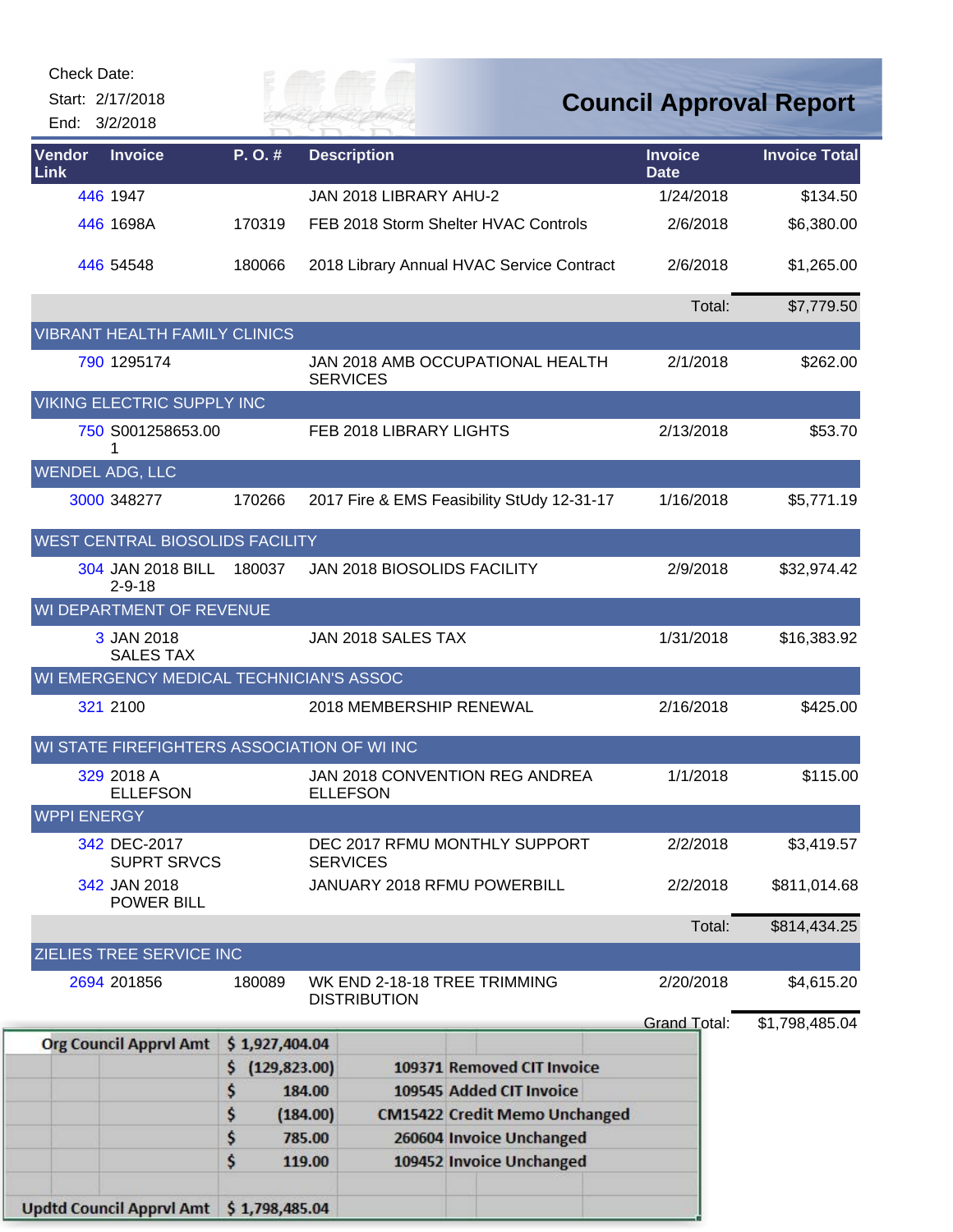Check Date:
Start: 2/17/2018
End: 3/2/2018

# Council Approval Report

| Vendor Link | Invoice | P. O. # | Description | Invoice Date | Invoice Total |
|---|---|---|---|---|---|
| 446 | 1947 | | JAN 2018 LIBRARY AHU-2 | 1/24/2018 | $134.50 |
| 446 | 1698A | 170319 | FEB 2018 Storm Shelter HVAC Controls | 2/6/2018 | $6,380.00 |
| 446 | 54548 | 180066 | 2018 Library Annual HVAC Service Contract | 2/6/2018 | $1,265.00 |
| | | | | Total: | $7,779.50 |
| VIBRANT HEALTH FAMILY CLINICS | | | | | |
| 790 | 1295174 | | JAN 2018 AMB OCCUPATIONAL HEALTH SERVICES | 2/1/2018 | $262.00 |
| VIKING ELECTRIC SUPPLY INC | | | | | |
| 750 | S001258653.001 | | FEB 2018 LIBRARY LIGHTS | 2/13/2018 | $53.70 |
| WENDEL ADG, LLC | | | | | |
| 3000 | 348277 | 170266 | 2017 Fire & EMS Feasibility StUdy 12-31-17 | 1/16/2018 | $5,771.19 |
| WEST CENTRAL BIOSOLIDS FACILITY | | | | | |
| 304 | JAN 2018 BILL 2-9-18 | 180037 | JAN 2018 BIOSOLIDS FACILITY | 2/9/2018 | $32,974.42 |
| WI DEPARTMENT OF REVENUE | | | | | |
| 3 | JAN 2018 SALES TAX | | JAN 2018 SALES TAX | 1/31/2018 | $16,383.92 |
| WI EMERGENCY MEDICAL TECHNICIAN'S ASSOC | | | | | |
| 321 | 2100 | | 2018 MEMBERSHIP RENEWAL | 2/16/2018 | $425.00 |
| WI STATE FIREFIGHTERS ASSOCIATION OF WI INC | | | | | |
| 329 | 2018 A ELLEFSON | | JAN 2018 CONVENTION REG ANDREA ELLEFSON | 1/1/2018 | $115.00 |
| WPPI ENERGY | | | | | |
| 342 | DEC-2017 SUPRT SRVCS | | DEC 2017 RFMU MONTHLY SUPPORT SERVICES | 2/2/2018 | $3,419.57 |
| 342 | JAN 2018 POWER BILL | | JANUARY 2018 RFMU POWERBILL | 2/2/2018 | $811,014.68 |
| | | | | Total: | $814,434.25 |
| ZIELIES TREE SERVICE INC | | | | | |
| 2694 | 201856 | 180089 | WK END 2-18-18 TREE TRIMMING DISTRIBUTION | 2/20/2018 | $4,615.20 |
| | | | | Grand Total: | $1,798,485.04 |

| | | | |
|---|---|---|---|
| **Org Council Apprvl Amt** | **$ 1,927,404.04** | | |
| | **$ (129,823.00)** | **109371** | **Removed CIT Invoice** |
| | **$ 184.00** | **109545** | **Added CIT Invoice** |
| | **$ (184.00)** | **CM15422** | **Credit Memo Unchanged** |
| | **$ 785.00** | **260604** | **Invoice Unchanged** |
| | **$ 119.00** | **109452** | **Invoice Unchanged** |
| **Updtd Council Apprvl Amt** | **$ 1,798,485.04** | | |